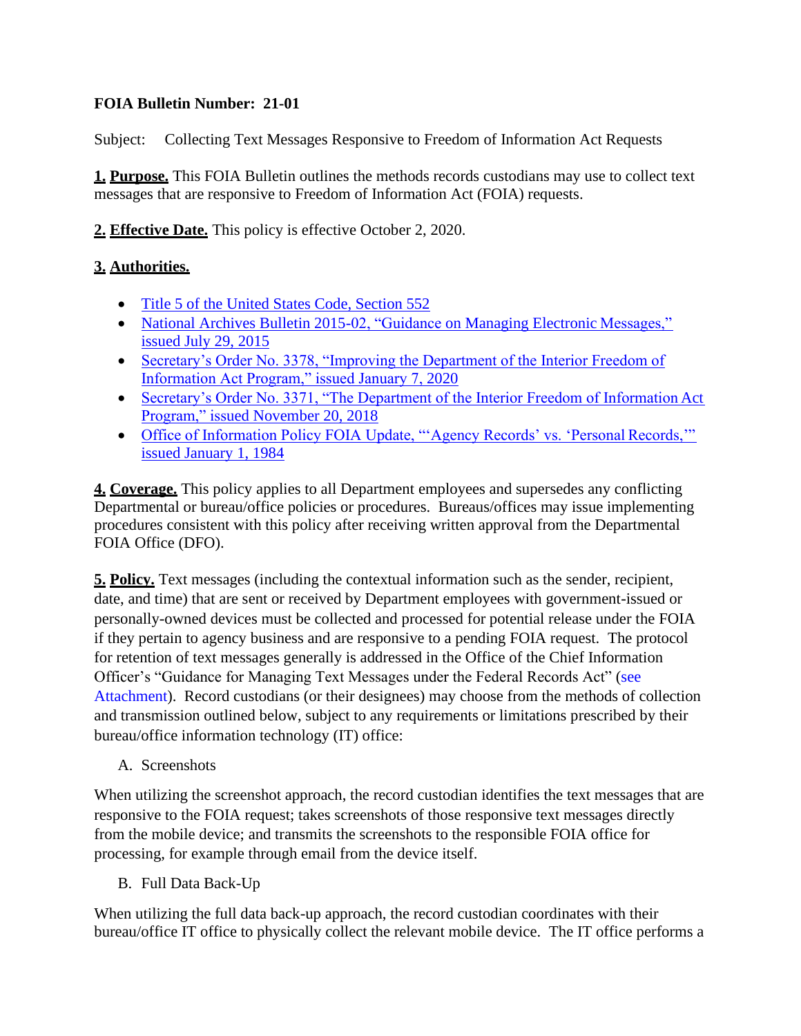**FOIA Bulletin Number: 21-01**

Subject: Collecting Text Messages Responsive to Freedom of Information Act Requests

**1. Purpose.** This FOIA Bulletin outlines the methods records custodians may use to collect text messages that are responsive to Freedom of Information Act (FOIA) requests.

**2. Effective Date.** This policy is effective October 2, 2020.

**3. Authorities.**

- Title 5 of the United States Code, Section 552
- National Archives Bulletin 2015-02, "Guidance on Managing Electronic Messages," issued July 29, 2015
- Secretary's Order No. 3378, "Improving the Department of the Interior Freedom of Information Act Program," issued January 7, 2020
- Secretary's Order No. 3371, "The Department of the Interior Freedom of Information Act Program," issued November 20, 2018
- Office of Information Policy FOIA Update, "'Agency Records' vs. 'Personal Records,'" issued January 1, 1984

**4. Coverage.** This policy applies to all Department employees and supersedes any conflicting Departmental or bureau/office policies or procedures. Bureaus/offices may issue implementing procedures consistent with this policy after receiving written approval from the Departmental FOIA Office (DFO).

**5. Policy.** Text messages (including the contextual information such as the sender, recipient, date, and time) that are sent or received by Department employees with government-issued or personally-owned devices must be collected and processed for potential release under the FOIA if they pertain to agency business and are responsive to a pending FOIA request. The protocol for retention of text messages generally is addressed in the Office of the Chief Information Officer's "Guidance for Managing Text Messages under the Federal Records Act" (see Attachment). Record custodians (or their designees) may choose from the methods of collection and transmission outlined below, subject to any requirements or limitations prescribed by their bureau/office information technology (IT) office:

A. Screenshots

When utilizing the screenshot approach, the record custodian identifies the text messages that are responsive to the FOIA request; takes screenshots of those responsive text messages directly from the mobile device; and transmits the screenshots to the responsible FOIA office for processing, for example through email from the device itself.

B. Full Data Back-Up

When utilizing the full data back-up approach, the record custodian coordinates with their bureau/office IT office to physically collect the relevant mobile device. The IT office performs a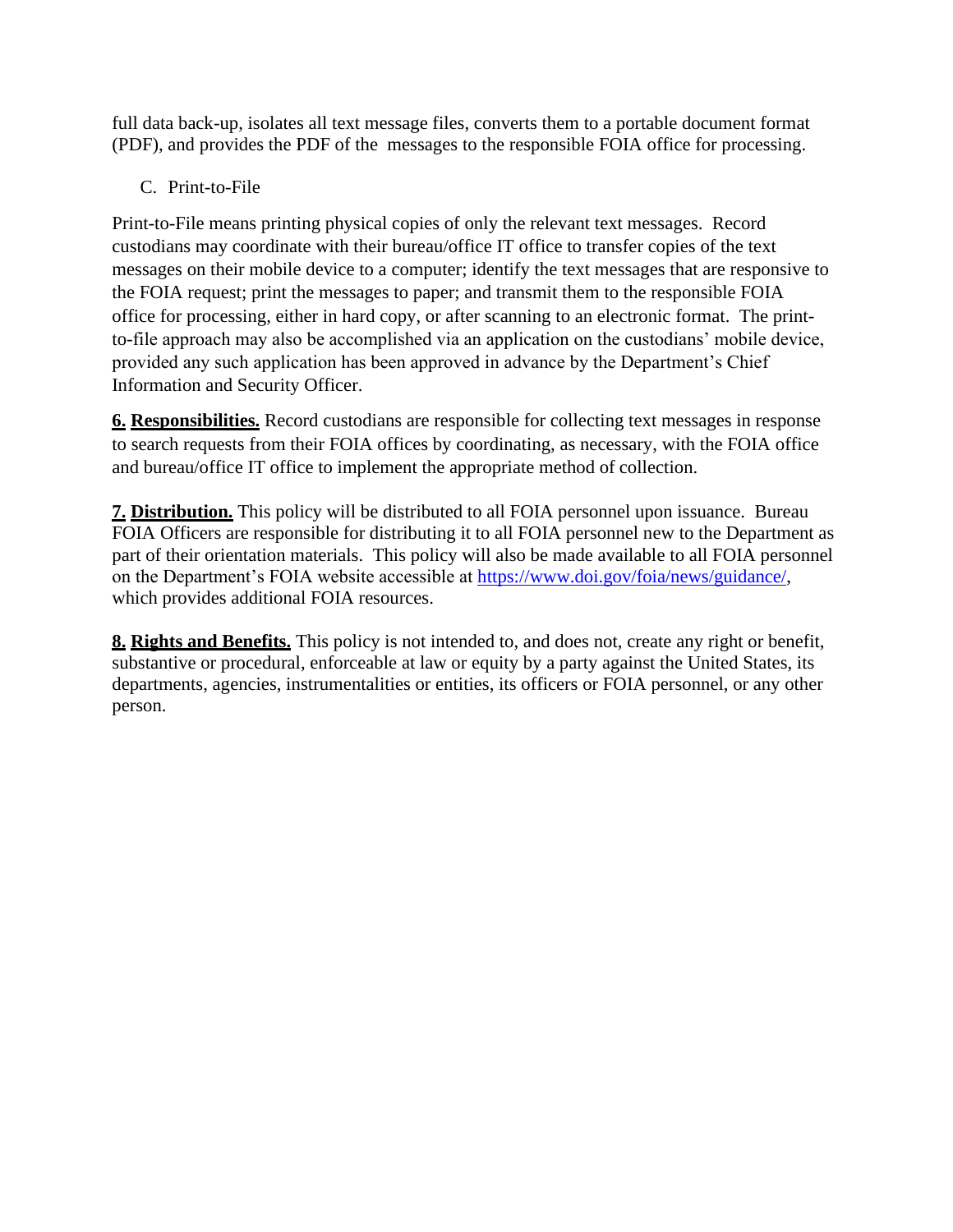full data back-up, isolates all text message files, converts them to a portable document format (PDF), and provides the PDF of the messages to the responsible FOIA office for processing.

C. Print-to-File

Print-to-File means printing physical copies of only the relevant text messages. Record custodians may coordinate with their bureau/office IT office to transfer copies of the text messages on their mobile device to a computer; identify the text messages that are responsive to the FOIA request; print the messages to paper; and transmit them to the responsible FOIA office for processing, either in hard copy, or after scanning to an electronic format. The print-to-file approach may also be accomplished via an application on the custodians' mobile device, provided any such application has been approved in advance by the Department's Chief Information and Security Officer.

**6. Responsibilities.** Record custodians are responsible for collecting text messages in response to search requests from their FOIA offices by coordinating, as necessary, with the FOIA office and bureau/office IT office to implement the appropriate method of collection.

**7. Distribution.** This policy will be distributed to all FOIA personnel upon issuance. Bureau FOIA Officers are responsible for distributing it to all FOIA personnel new to the Department as part of their orientation materials. This policy will also be made available to all FOIA personnel on the Department's FOIA website accessible at https://www.doi.gov/foia/news/guidance/, which provides additional FOIA resources.

**8. Rights and Benefits.** This policy is not intended to, and does not, create any right or benefit, substantive or procedural, enforceable at law or equity by a party against the United States, its departments, agencies, instrumentalities or entities, its officers or FOIA personnel, or any other person.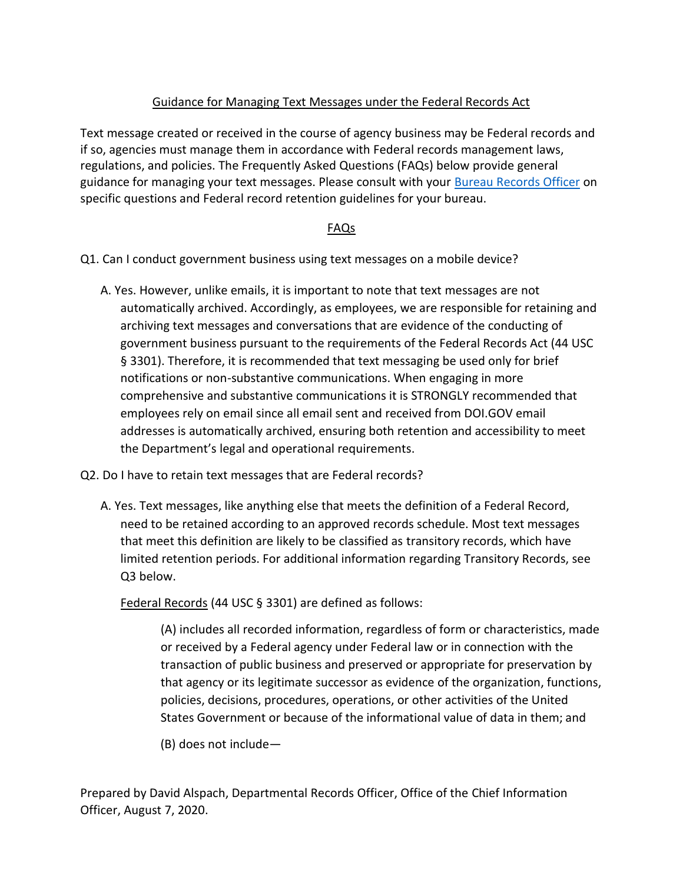Guidance for Managing Text Messages under the Federal Records Act

Text message created or received in the course of agency business may be Federal records and if so, agencies must manage them in accordance with Federal records management laws, regulations, and policies. The Frequently Asked Questions (FAQs) below provide general guidance for managing your text messages. Please consult with your Bureau Records Officer on specific questions and Federal record retention guidelines for your bureau.

FAQs

Q1. Can I conduct government business using text messages on a mobile device?

A. Yes. However, unlike emails, it is important to note that text messages are not automatically archived. Accordingly, as employees, we are responsible for retaining and archiving text messages and conversations that are evidence of the conducting of government business pursuant to the requirements of the Federal Records Act (44 USC § 3301). Therefore, it is recommended that text messaging be used only for brief notifications or non-substantive communications. When engaging in more comprehensive and substantive communications it is STRONGLY recommended that employees rely on email since all email sent and received from DOI.GOV email addresses is automatically archived, ensuring both retention and accessibility to meet the Department's legal and operational requirements.

Q2. Do I have to retain text messages that are Federal records?

A. Yes. Text messages, like anything else that meets the definition of a Federal Record, need to be retained according to an approved records schedule. Most text messages that meet this definition are likely to be classified as transitory records, which have limited retention periods. For additional information regarding Transitory Records, see Q3 below.

Federal Records (44 USC § 3301) are defined as follows:

> (A) includes all recorded information, regardless of form or characteristics, made or received by a Federal agency under Federal law or in connection with the transaction of public business and preserved or appropriate for preservation by that agency or its legitimate successor as evidence of the organization, functions, policies, decisions, procedures, operations, or other activities of the United States Government or because of the informational value of data in them; and
>
> (B) does not include—

Prepared by David Alspach, Departmental Records Officer, Office of the Chief Information Officer, August 7, 2020.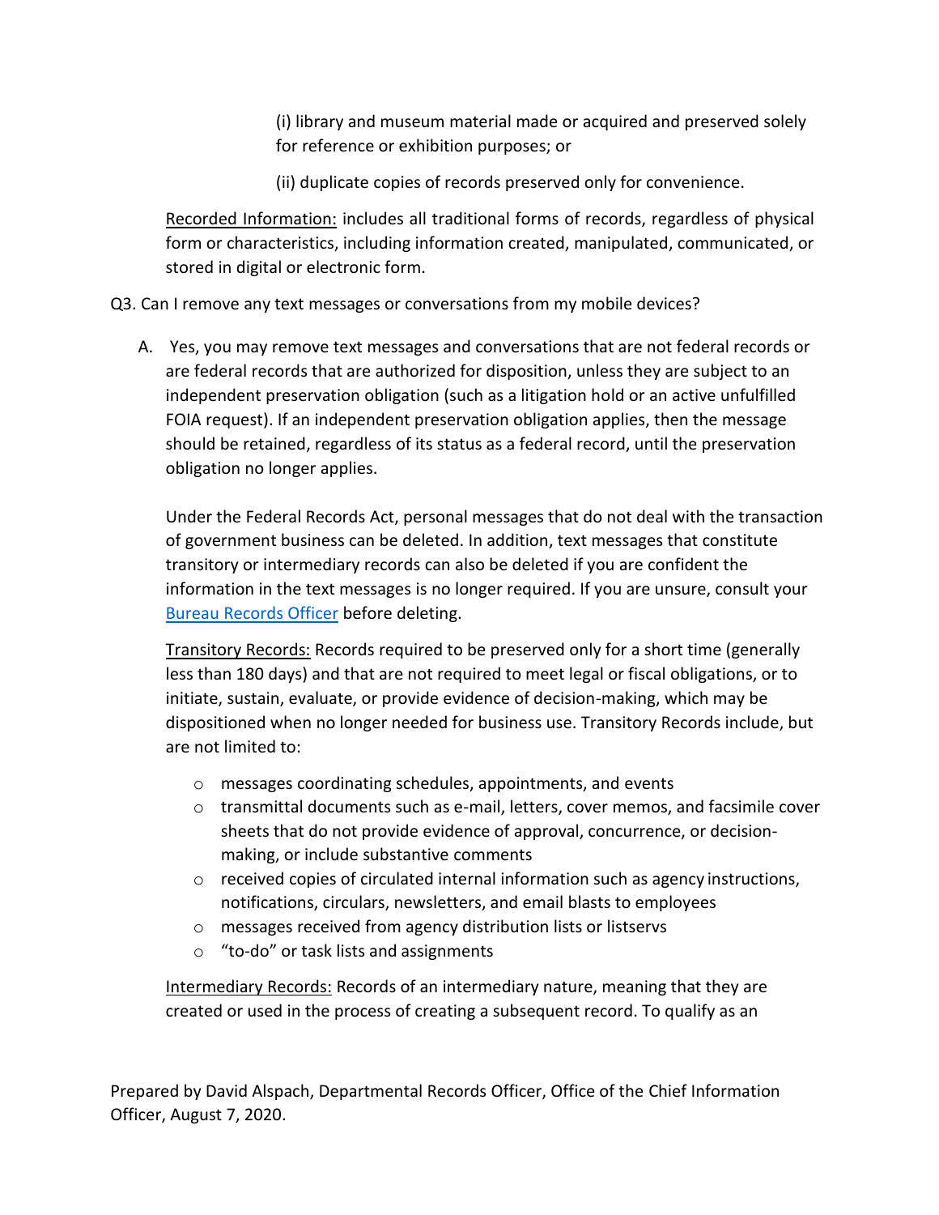(i) library and museum material made or acquired and preserved solely for reference or exhibition purposes; or

(ii) duplicate copies of records preserved only for convenience.

Recorded Information: includes all traditional forms of records, regardless of physical form or characteristics, including information created, manipulated, communicated, or stored in digital or electronic form.

Q3. Can I remove any text messages or conversations from my mobile devices?

A. Yes, you may remove text messages and conversations that are not federal records or are federal records that are authorized for disposition, unless they are subject to an independent preservation obligation (such as a litigation hold or an active unfulfilled FOIA request). If an independent preservation obligation applies, then the message should be retained, regardless of its status as a federal record, until the preservation obligation no longer applies.

Under the Federal Records Act, personal messages that do not deal with the transaction of government business can be deleted. In addition, text messages that constitute transitory or intermediary records can also be deleted if you are confident the information in the text messages is no longer required. If you are unsure, consult your [Bureau Records Officer]() before deleting.

Transitory Records: Records required to be preserved only for a short time (generally less than 180 days) and that are not required to meet legal or fiscal obligations, or to initiate, sustain, evaluate, or provide evidence of decision-making, which may be dispositioned when no longer needed for business use. Transitory Records include, but are not limited to:

- messages coordinating schedules, appointments, and events
- transmittal documents such as e-mail, letters, cover memos, and facsimile cover sheets that do not provide evidence of approval, concurrence, or decision-making, or include substantive comments
- received copies of circulated internal information such as agency instructions, notifications, circulars, newsletters, and email blasts to employees
- messages received from agency distribution lists or listservs
- "to-do" or task lists and assignments

Intermediary Records: Records of an intermediary nature, meaning that they are created or used in the process of creating a subsequent record. To qualify as an

Prepared by David Alspach, Departmental Records Officer, Office of the Chief Information Officer, August 7, 2020.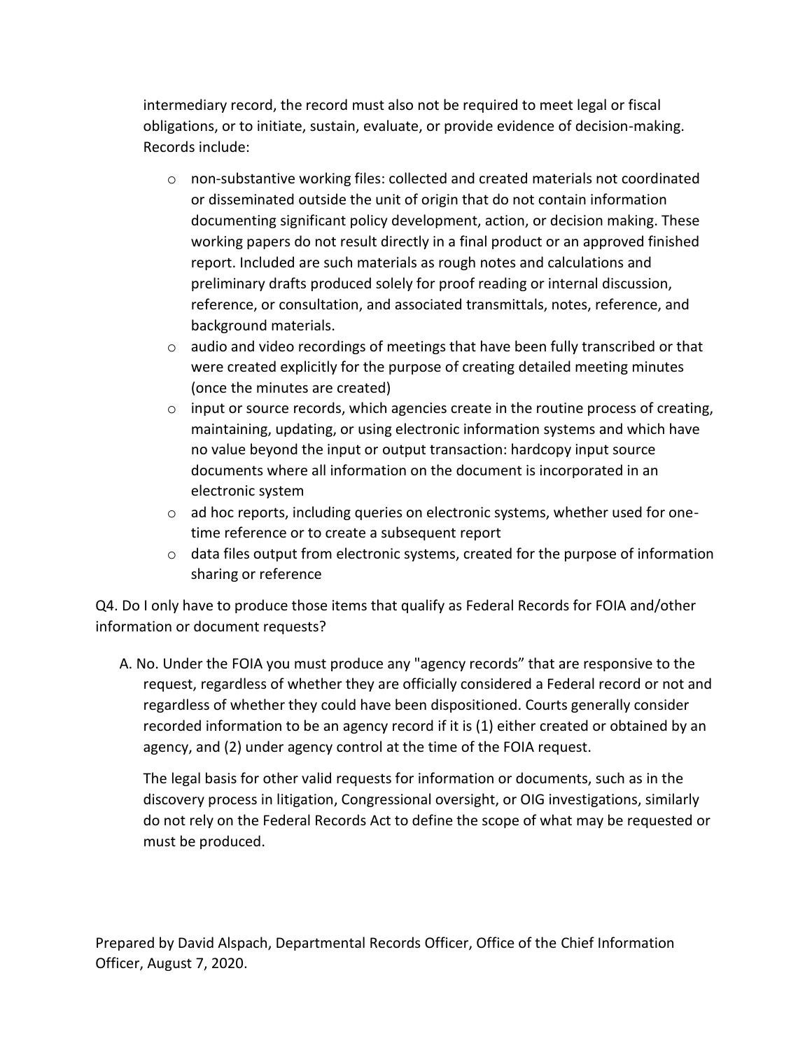intermediary record, the record must also not be required to meet legal or fiscal obligations, or to initiate, sustain, evaluate, or provide evidence of decision-making. Records include:

- non-substantive working files: collected and created materials not coordinated or disseminated outside the unit of origin that do not contain information documenting significant policy development, action, or decision making. These working papers do not result directly in a final product or an approved finished report. Included are such materials as rough notes and calculations and preliminary drafts produced solely for proof reading or internal discussion, reference, or consultation, and associated transmittals, notes, reference, and background materials.
- audio and video recordings of meetings that have been fully transcribed or that were created explicitly for the purpose of creating detailed meeting minutes (once the minutes are created)
- input or source records, which agencies create in the routine process of creating, maintaining, updating, or using electronic information systems and which have no value beyond the input or output transaction: hardcopy input source documents where all information on the document is incorporated in an electronic system
- ad hoc reports, including queries on electronic systems, whether used for one-time reference or to create a subsequent report
- data files output from electronic systems, created for the purpose of information sharing or reference

Q4. Do I only have to produce those items that qualify as Federal Records for FOIA and/other information or document requests?

A. No. Under the FOIA you must produce any "agency records" that are responsive to the request, regardless of whether they are officially considered a Federal record or not and regardless of whether they could have been dispositioned. Courts generally consider recorded information to be an agency record if it is (1) either created or obtained by an agency, and (2) under agency control at the time of the FOIA request.

The legal basis for other valid requests for information or documents, such as in the discovery process in litigation, Congressional oversight, or OIG investigations, similarly do not rely on the Federal Records Act to define the scope of what may be requested or must be produced.

Prepared by David Alspach, Departmental Records Officer, Office of the Chief Information Officer, August 7, 2020.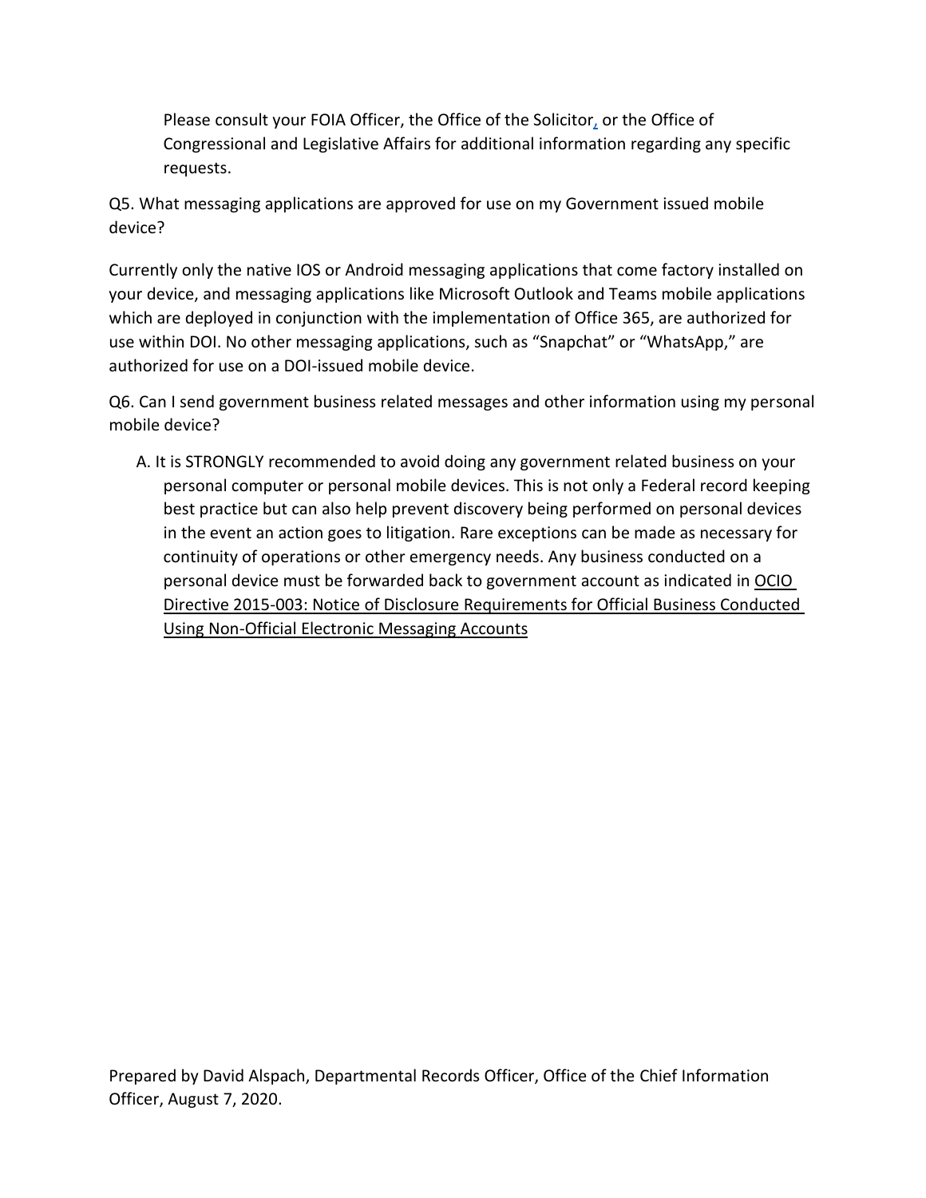Please consult your FOIA Officer, the Office of the Solicitor, or the Office of Congressional and Legislative Affairs for additional information regarding any specific requests.

Q5. What messaging applications are approved for use on my Government issued mobile device?

Currently only the native IOS or Android messaging applications that come factory installed on your device, and messaging applications like Microsoft Outlook and Teams mobile applications which are deployed in conjunction with the implementation of Office 365, are authorized for use within DOI. No other messaging applications, such as "Snapchat" or "WhatsApp," are authorized for use on a DOI-issued mobile device.

Q6. Can I send government business related messages and other information using my personal mobile device?

A. It is STRONGLY recommended to avoid doing any government related business on your personal computer or personal mobile devices. This is not only a Federal record keeping best practice but can also help prevent discovery being performed on personal devices in the event an action goes to litigation. Rare exceptions can be made as necessary for continuity of operations or other emergency needs. Any business conducted on a personal device must be forwarded back to government account as indicated in OCIO Directive 2015-003: Notice of Disclosure Requirements for Official Business Conducted Using Non-Official Electronic Messaging Accounts

Prepared by David Alspach, Departmental Records Officer, Office of the Chief Information Officer, August 7, 2020.